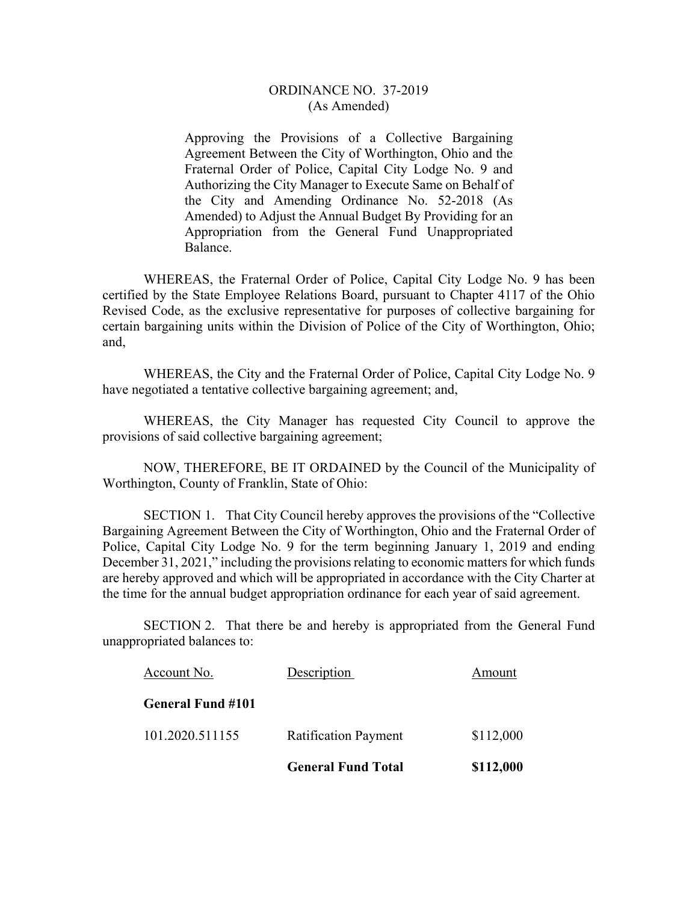# ORDINANCE NO. 37-2019
(As Amended)

Approving the Provisions of a Collective Bargaining Agreement Between the City of Worthington, Ohio and the Fraternal Order of Police, Capital City Lodge No. 9 and Authorizing the City Manager to Execute Same on Behalf of the City and Amending Ordinance No. 52-2018 (As Amended) to Adjust the Annual Budget By Providing for an Appropriation from the General Fund Unappropriated Balance.

WHEREAS, the Fraternal Order of Police, Capital City Lodge No. 9 has been certified by the State Employee Relations Board, pursuant to Chapter 4117 of the Ohio Revised Code, as the exclusive representative for purposes of collective bargaining for certain bargaining units within the Division of Police of the City of Worthington, Ohio; and,

WHEREAS, the City and the Fraternal Order of Police, Capital City Lodge No. 9 have negotiated a tentative collective bargaining agreement; and,

WHEREAS, the City Manager has requested City Council to approve the provisions of said collective bargaining agreement;

NOW, THEREFORE, BE IT ORDAINED by the Council of the Municipality of Worthington, County of Franklin, State of Ohio:

SECTION 1. That City Council hereby approves the provisions of the "Collective Bargaining Agreement Between the City of Worthington, Ohio and the Fraternal Order of Police, Capital City Lodge No. 9 for the term beginning January 1, 2019 and ending December 31, 2021," including the provisions relating to economic matters for which funds are hereby approved and which will be appropriated in accordance with the City Charter at the time for the annual budget appropriation ordinance for each year of said agreement.

SECTION 2. That there be and hereby is appropriated from the General Fund unappropriated balances to:

| Account No. | Description | Amount |
|---|---|---|
| **General Fund #101** | | |
| 101.2020.511155 | Ratification Payment | $112,000 |
| | **General Fund Total** | **$112,000** |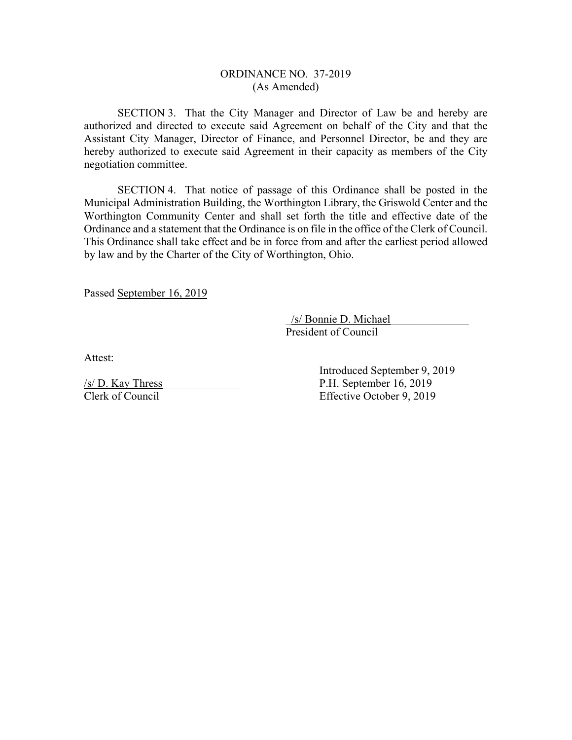ORDINANCE NO. 37-2019
(As Amended)

SECTION 3. That the City Manager and Director of Law be and hereby are authorized and directed to execute said Agreement on behalf of the City and that the Assistant City Manager, Director of Finance, and Personnel Director, be and they are hereby authorized to execute said Agreement in their capacity as members of the City negotiation committee.

SECTION 4. That notice of passage of this Ordinance shall be posted in the Municipal Administration Building, the Worthington Library, the Griswold Center and the Worthington Community Center and shall set forth the title and effective date of the Ordinance and a statement that the Ordinance is on file in the office of the Clerk of Council. This Ordinance shall take effect and be in force from and after the earliest period allowed by law and by the Charter of the City of Worthington, Ohio.

Passed September 16, 2019

/s/ Bonnie D. Michael
President of Council

Attest:

/s/ D. Kay Thress
Clerk of Council

Introduced September 9, 2019
P.H. September 16, 2019
Effective October 9, 2019